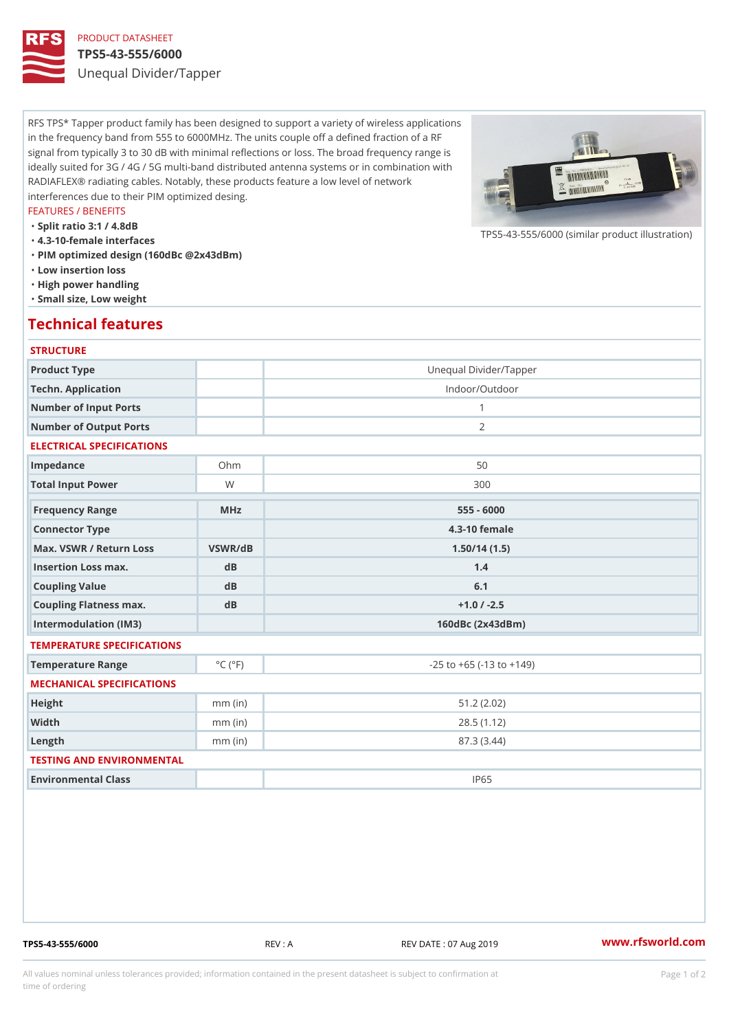PRODUCT DATASHEET

# TPS5-43-555/6000

Unequal Divider/Tapper

RFS TPS* Tapper product family has been designed to support a variety of wireless applications in the frequency band from 555 to 6000MHz. The units couple off a defined fraction of a RF signal from typically 3 to 30 dB with minimal reflections or loss. The broad frequency range is ideally suited for 3G / 4G / 5G multi-band distributed antenna systems or in combination with RADIAFLEX® radiating cables. Notably, these products feature a low level of network interferences due to their PIM optimized desing.

FEATURES / BENEFITS

- Split ratio 3:1 / 4.8dB
- 4.3-10-female interfaces
- PIM optimized design (160dBc @2x43dBm)
- Low insertion loss
- High power handling
- Small size, Low weight

TPS5-43-555/6000 (similar product illustration)

## Technical features

### STRUCTURE

| | | |
|---|---|---|
| Product Type | | Unequal Divider/Tapper |
| Techn. Application | | Indoor/Outdoor |
| Number of Input Ports | | 1 |
| Number of Output Ports | | 2 |

### ELECTRICAL SPECIFICATIONS

| | | |
|---|---|---|
| Impedance | Ohm | 50 |
| Total Input Power | W | 300 |
| **Frequency Range** | **MHz** | **555 - 6000** |
| **Connector Type** | | **4.3-10 female** |
| **Max. VSWR / Return Loss** | **VSWR/dB** | **1.50/14 (1.5)** |
| **Insertion Loss max.** | **dB** | **1.4** |
| **Coupling Value** | **dB** | **6.1** |
| **Coupling Flatness max.** | **dB** | **+1.0 / -2.5** |
| **Intermodulation (IM3)** | | **160dBc (2x43dBm)** |

### TEMPERATURE SPECIFICATIONS

| | | |
|---|---|---|
| Temperature Range | °C (°F) | -25 to +65 (-13 to +149) |

### MECHANICAL SPECIFICATIONS

| | | |
|---|---|---|
| Height | mm (in) | 51.2 (2.02) |
| Width | mm (in) | 28.5 (1.12) |
| Length | mm (in) | 87.3 (3.44) |

### TESTING AND ENVIRONMENTAL

| | | |
|---|---|---|
| Environmental Class | | IP65 |

TPS5-43-555/6000 REV : A REV DATE : 07 Aug 2019 www.rfsworld.com

All values nominal unless tolerances provided; information contained in the present datasheet is subject to confirmation at time of ordering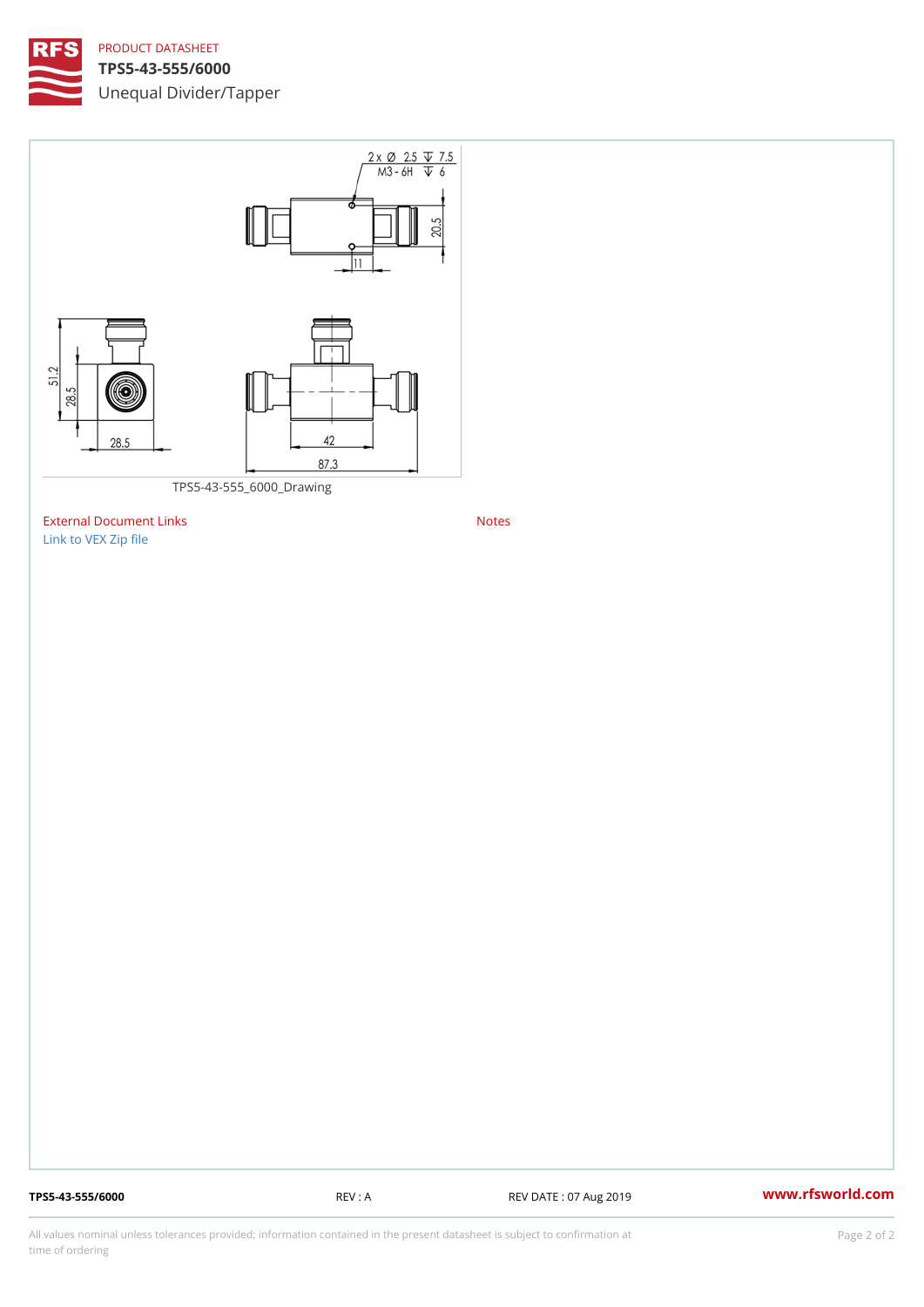PRODUCT DATASHEET

# TPS5-43-555/6000

## Unequal Divider/Tapper

2 x Ø 2.5 ↧ 7.5
M3 - 6H ↧ 6
20.5
11
51.2
28.5
28.5
42
87.3

TPS5-43-555_6000_Drawing

### External Document Links

Link to VEX Zip file

### Notes

TPS5-43-555/6000 | REV : A | REV DATE : 07 Aug 2019 | www.rfsworld.com

All values nominal unless tolerances provided; information contained in the present datasheet is subject to confirmation at time of ordering